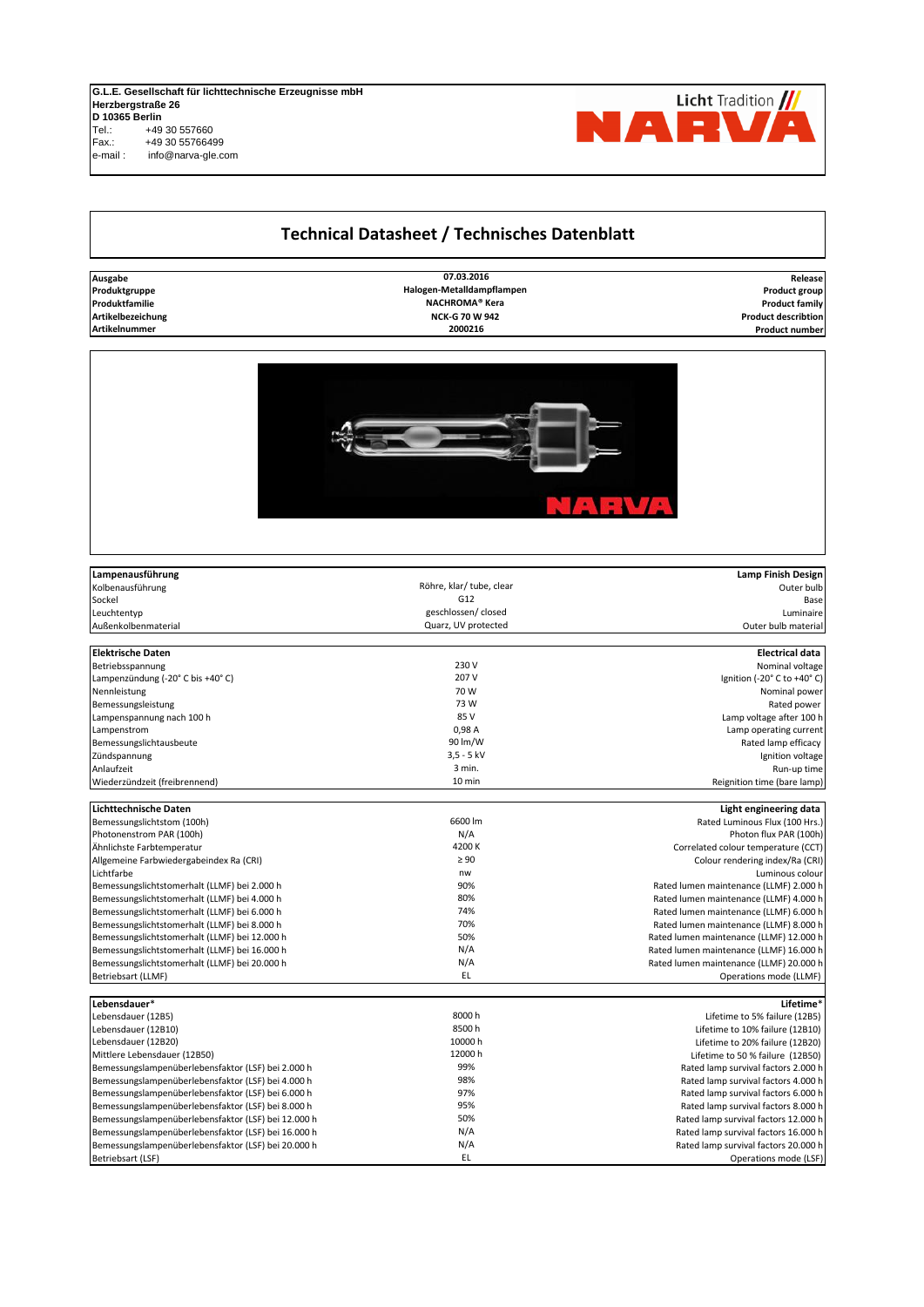**G.L.E. Gesellschaft für lichttechnische Erzeugnisse mbH**
**Herzbergstraße 26**
**D 10365 Berlin**
Tel.: +49 30 557660
Fax.: +49 30 55766499
e-mail : info@narva-gle.com

Licht Tradition
NARVA

# Technical Datasheet / Technisches Datenblatt

| | | |
|---|---|---|
| **Ausgabe** | **07.03.2016** | **Release** |
| **Produktgruppe** | **Halogen-Metalldampflampen** | **Product group** |
| **Produktfamilie** | **NACHROMA® Kera** | **Product family** |
| **Artikelbezeichung** | **NCK-G 70 W 942** | **Product describtion** |
| **Artikelnummer** | **2000216** | **Product number** |

| **Lampenausführung** | | **Lamp Finish Design** |
|---|---|---|
| Kolbenausführung | Röhre, klar/ tube, clear | Outer bulb |
| Sockel | G12 | Base |
| Leuchtentyp | geschlossen/ closed | Luminaire |
| Außenkolbenmaterial | Quarz, UV protected | Outer bulb material |

| **Elektrische Daten** | | **Electrical data** |
|---|---|---|
| Betriebsspannung | 230 V | Nominal voltage |
| Lampenzündung (-20° C bis +40° C) | 207 V | Ignition (-20° C to +40° C) |
| Nennleistung | 70 W | Nominal power |
| Bemessungsleistung | 73 W | Rated power |
| Lampenspannung nach 100 h | 85 V | Lamp voltage after 100 h |
| Lampenstrom | 0,98 A | Lamp operating current |
| Bemessungslichtausbeute | 90 lm/W | Rated lamp efficacy |
| Zündspannung | 3,5 - 5 kV | Ignition voltage |
| Anlaufzeit | 3 min. | Run-up time |
| Wiederzündzeit (freibrennend) | 10 min | Reignition time (bare lamp) |

| **Lichttechnische Daten** | | **Light engineering data** |
|---|---|---|
| Bemessungslichtstom (100h) | 6600 lm | Rated Luminous Flux (100 Hrs.) |
| Photonenstrom PAR (100h) | N/A | Photon flux PAR (100h) |
| Ähnlichste Farbtemperatur | 4200 K | Correlated colour temperature (CCT) |
| Allgemeine Farbwiedergabeindex Ra (CRI) | ≥ 90 | Colour rendering index/Ra (CRI) |
| Lichtfarbe | nw | Luminous colour |
| Bemessungslichtstomerhalt (LLMF) bei 2.000 h | 90% | Rated lumen maintenance (LLMF) 2.000 h |
| Bemessungslichtstomerhalt (LLMF) bei 4.000 h | 80% | Rated lumen maintenance (LLMF) 4.000 h |
| Bemessungslichtstomerhalt (LLMF) bei 6.000 h | 74% | Rated lumen maintenance (LLMF) 6.000 h |
| Bemessungslichtstomerhalt (LLMF) bei 8.000 h | 70% | Rated lumen maintenance (LLMF) 8.000 h |
| Bemessungslichtstomerhalt (LLMF) bei 12.000 h | 50% | Rated lumen maintenance (LLMF) 12.000 h |
| Bemessungslichtstomerhalt (LLMF) bei 16.000 h | N/A | Rated lumen maintenance (LLMF) 16.000 h |
| Bemessungslichtstomerhalt (LLMF) bei 20.000 h | N/A | Rated lumen maintenance (LLMF) 20.000 h |
| Betriebsart (LLMF) | EL | Operations mode (LLMF) |

| **Lebensdauer*** | | **Lifetime*** |
|---|---|---|
| Lebensdauer (12B5) | 8000 h | Lifetime to 5% failure (12B5) |
| Lebensdauer (12B10) | 8500 h | Lifetime to 10% failure (12B10) |
| Lebensdauer (12B20) | 10000 h | Lifetime to 20% failure (12B20) |
| Mittlere Lebensdauer (12B50) | 12000 h | Lifetime to 50 % failure (12B50) |
| Bemessungslampenüberlebensfaktor (LSF) bei 2.000 h | 99% | Rated lamp survival factors 2.000 h |
| Bemessungslampenüberlebensfaktor (LSF) bei 4.000 h | 98% | Rated lamp survival factors 4.000 h |
| Bemessungslampenüberlebensfaktor (LSF) bei 6.000 h | 97% | Rated lamp survival factors 6.000 h |
| Bemessungslampenüberlebensfaktor (LSF) bei 8.000 h | 95% | Rated lamp survival factors 8.000 h |
| Bemessungslampenüberlebensfaktor (LSF) bei 12.000 h | 50% | Rated lamp survival factors 12.000 h |
| Bemessungslampenüberlebensfaktor (LSF) bei 16.000 h | N/A | Rated lamp survival factors 16.000 h |
| Bemessungslampenüberlebensfaktor (LSF) bei 20.000 h | N/A | Rated lamp survival factors 20.000 h |
| Betriebsart (LSF) | EL | Operations mode (LSF) |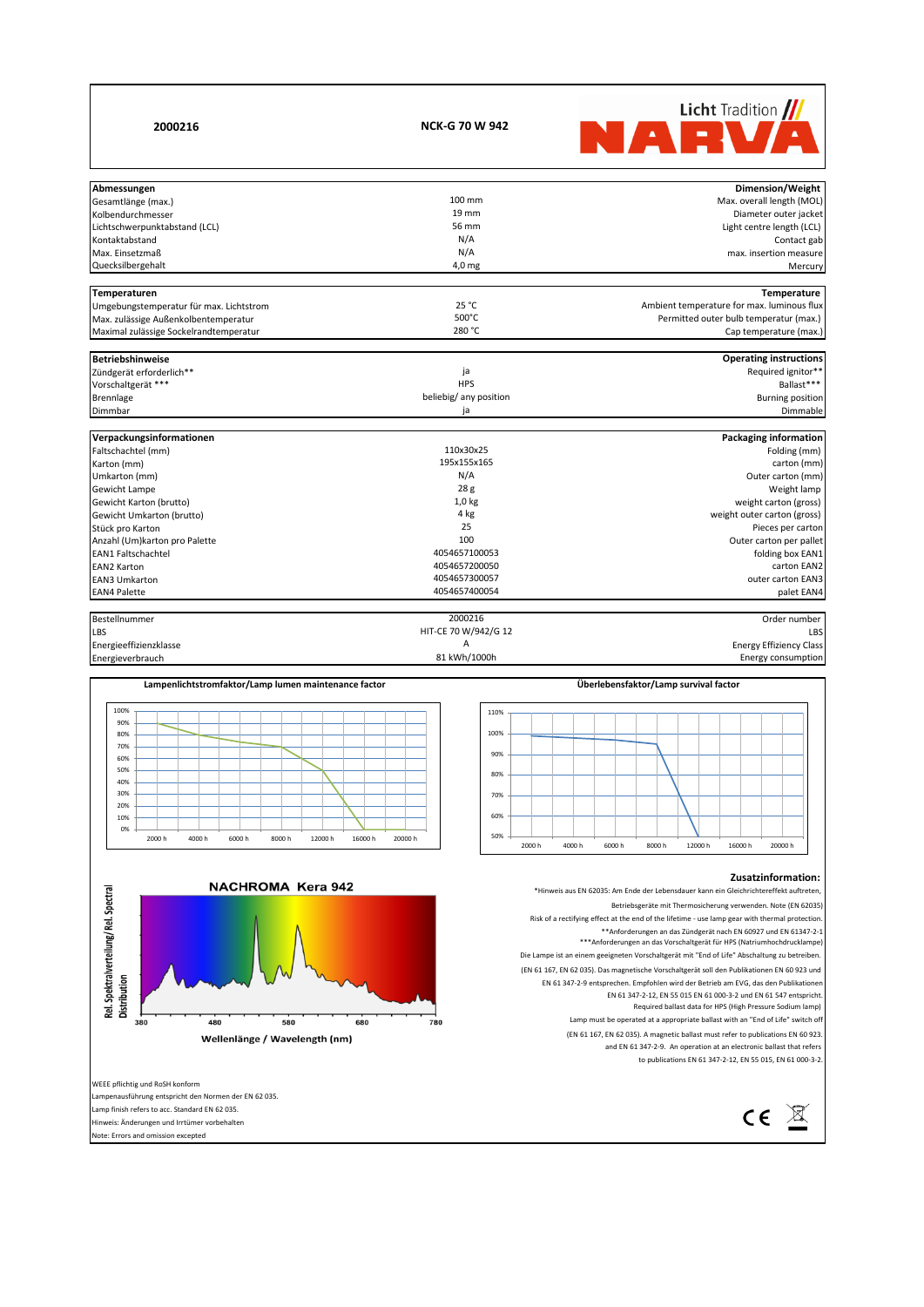**2000216** **NCK-G 70 W 942**

Licht Tradition NARVA

| Abmessungen | | Dimension/Weight |
|---|---|---|
| Gesamtlänge (max.) | 100 mm | Max. overall length (MOL) |
| Kolbendurchmesser | 19 mm | Diameter outer jacket |
| Lichtschwerpunktabstand (LCL) | 56 mm | Light centre length (LCL) |
| Kontaktabstand | N/A | Contact gab |
| Max. Einsetzmaß | N/A | max. insertion measure |
| Quecksilbergehalt | 4,0 mg | Mercury |

| Temperaturen | | Temperature |
|---|---|---|
| Umgebungstemperatur für max. Lichtstrom | 25 °C | Ambient temperature for max. luminous flux |
| Max. zulässige Außenkolbentemperatur | 500°C | Permitted outer bulb temperatur (max.) |
| Maximal zulässige Sockelrandtemperatur | 280 °C | Cap temperature (max.) |

| Betriebshinweise | | Operating instructions |
|---|---|---|
| Zündgerät erforderlich** | ja | Required ignitor** |
| Vorschaltgerät *** | HPS | Ballast*** |
| Brennlage | beliebig/ any position | Burning position |
| Dimmbar | ja | Dimmable |

| Verpackungsinformationen | | Packaging information |
|---|---|---|
| Faltschachtel (mm) | 110x30x25 | Folding (mm) |
| Karton (mm) | 195x155x165 | carton (mm) |
| Umkarton (mm) | N/A | Outer carton (mm) |
| Gewicht Lampe | 28 g | Weight lamp |
| Gewicht Karton (brutto) | 1,0 kg | weight carton (gross) |
| Gewicht Umkarton (brutto) | 4 kg | weight outer carton (gross) |
| Stück pro Karton | 25 | Pieces per carton |
| Anzahl (Um)karton pro Palette | 100 | Outer carton per pallet |
| EAN1 Faltschachtel | 4054657100053 | folding box EAN1 |
| EAN2 Karton | 4054657200050 | carton EAN2 |
| EAN3 Umkarton | 4054657300057 | outer carton EAN3 |
| EAN4 Palette | 4054657400054 | palet EAN4 |

| | | |
|---|---|---|
| Bestellnummer | 2000216 | Order number |
| LBS | HIT-CE 70 W/942/G 12 | LBS |
| Energieeffizienzklasse | A | Energy Effiziency Class |
| Energieverbrauch | 81 kWh/1000h | Energy consumption |

**Lampenlichtstromfaktor/Lamp lumen maintenance factor**

100%
90%
80%
70%
60%
50%
40%
30%
20%
10%
0%
2000 h 4000 h 6000 h 8000 h 12000 h 16000 h 20000 h

**Überlebensfaktor/Lamp survival factor**

110%
100%
90%
80%
70%
60%
50%
2000 h 4000 h 6000 h 8000 h 12000 h 16000 h 20000 h

**NACHROMA Kera 942**

Rel. Spektralverteilung/ Rel. Spectral Distribution

380 480 580 680 780

Wellenlänge / Wavelength (nm)

**Zusatzinformation:**

*Hinweis aus EN 62035: Am Ende der Lebensdauer kann ein Gleichrichtereffekt auftreten, Betriebsgeräte mit Thermosicherung verwenden. Note (EN 62035)
Risk of a rectifying effect at the end of the lifetime - use lamp gear with thermal protection.
**Anforderungen an das Zündgerät nach EN 60927 und EN 61347-2-1
***Anforderungen an das Vorschaltgerät für HPS (Natriumhochdrucklampe)
Die Lampe ist an einem geeigneten Vorschaltgerät mit "End of Life" Abschaltung zu betreiben.
(EN 61 167, EN 62 035). Das magnetische Vorschaltgerät soll den Publikationen EN 60 923 und EN 61 347-2-9 entsprechen. Empfohlen wird der Betrieb am EVG, das den Publikationen EN 61 347-2-12, EN 55 015, EN 61 000-3-2 und EN 61 547 entspricht.
Required ballast data for HPS (High Pressure Sodium lamp)
Lamp must be operated at a appropriate ballast with an "End of Life" switch off (EN 61 167, EN 62 035). A magnetic ballast must refer to publications EN 60 923. and EN 61 347-2-9. An operation at an electronic ballast that refers to publications EN 61 347-2-12, EN 55 015, EN 61 000-3-2.

WEEE pflichtig und RoSH konform
Lampenausführung entspricht den Normen der EN 62 035.
Lamp finish refers to acc. Standard EN 62 035.
Hinweis: Änderungen und Irrtümer vorbehalten
Note: Errors and omission excepted

CE